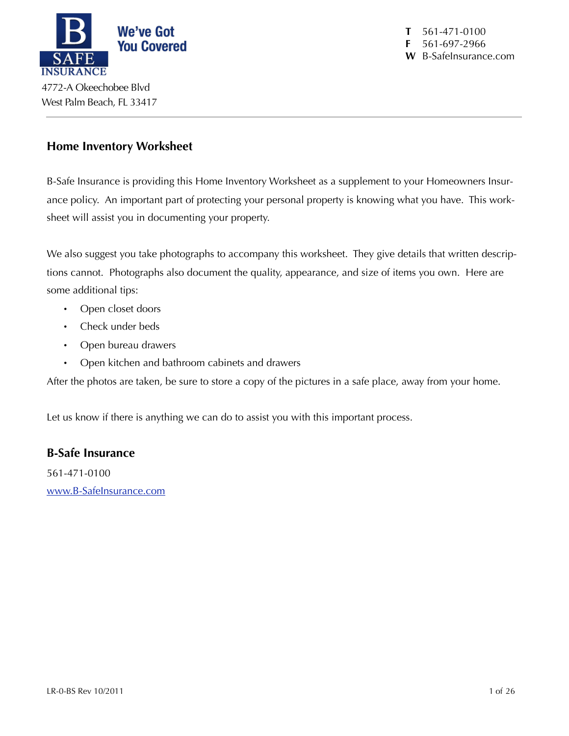**B SAFE INSURANCE** — We've Got You Covered

4772-A Okeechobee Blvd
West Palm Beach, FL 33417

**T** 561-471-0100
**F** 561-697-2966
**W** B-SafeInsurance.com

---

## Home Inventory Worksheet

B-Safe Insurance is providing this Home Inventory Worksheet as a supplement to your Homeowners Insurance policy. An important part of protecting your personal property is knowing what you have. This worksheet will assist you in documenting your property.

We also suggest you take photographs to accompany this worksheet. They give details that written descriptions cannot. Photographs also document the quality, appearance, and size of items you own. Here are some additional tips:

- Open closet doors
- Check under beds
- Open bureau drawers
- Open kitchen and bathroom cabinets and drawers

After the photos are taken, be sure to store a copy of the pictures in a safe place, away from your home.

Let us know if there is anything we can do to assist you with this important process.

## B-Safe Insurance

561-471-0100

www.B-SafeInsurance.com

LR-0-BS Rev 10/2011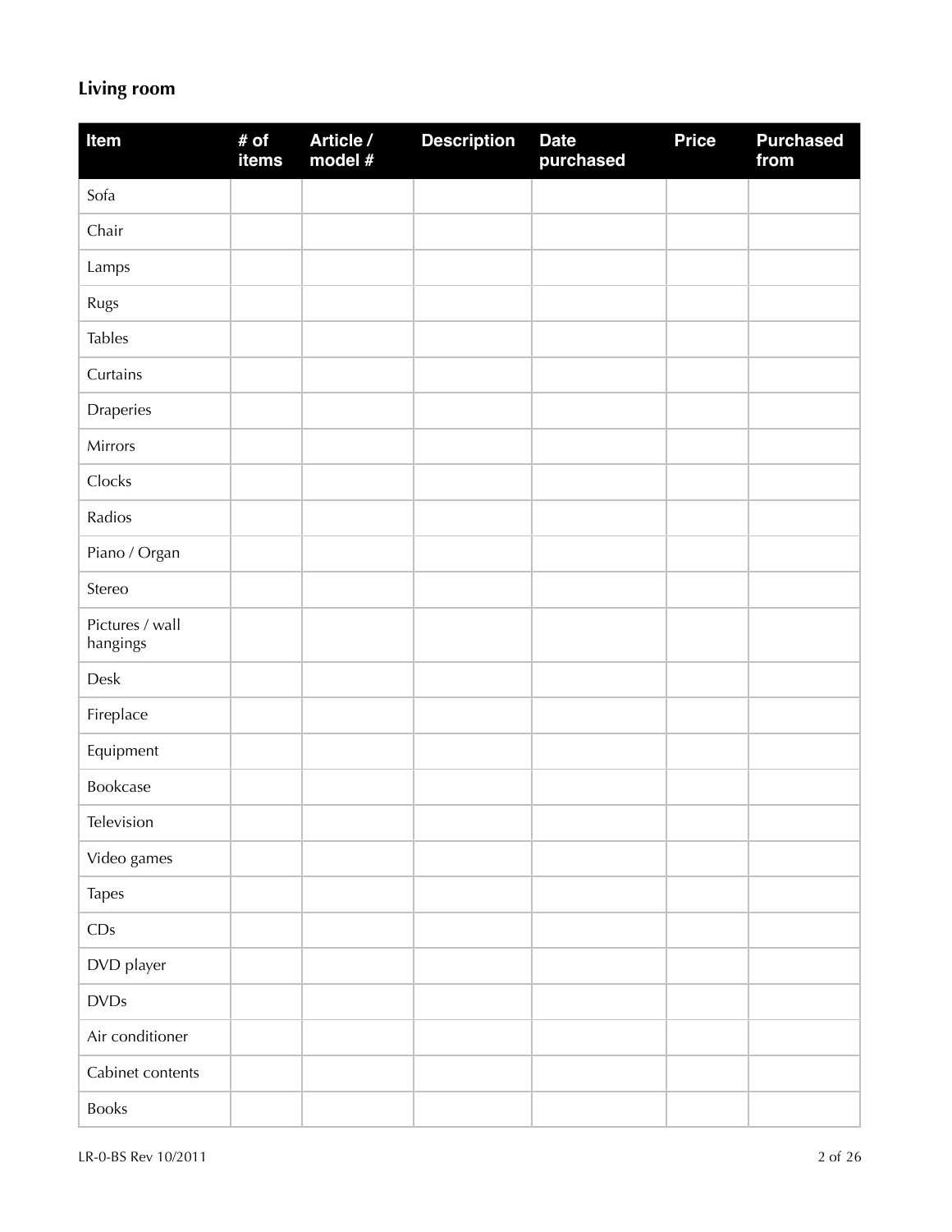## Living room

| Item | # of items | Article / model # | Description | Date purchased | Price | Purchased from |
|---|---|---|---|---|---|---|
| Sofa | | | | | | |
| Chair | | | | | | |
| Lamps | | | | | | |
| Rugs | | | | | | |
| Tables | | | | | | |
| Curtains | | | | | | |
| Draperies | | | | | | |
| Mirrors | | | | | | |
| Clocks | | | | | | |
| Radios | | | | | | |
| Piano / Organ | | | | | | |
| Stereo | | | | | | |
| Pictures / wall hangings | | | | | | |
| Desk | | | | | | |
| Fireplace | | | | | | |
| Equipment | | | | | | |
| Bookcase | | | | | | |
| Television | | | | | | |
| Video games | | | | | | |
| Tapes | | | | | | |
| CDs | | | | | | |
| DVD player | | | | | | |
| DVDs | | | | | | |
| Air conditioner | | | | | | |
| Cabinet contents | | | | | | |
| Books | | | | | | |

LR-0-BS Rev 10/2011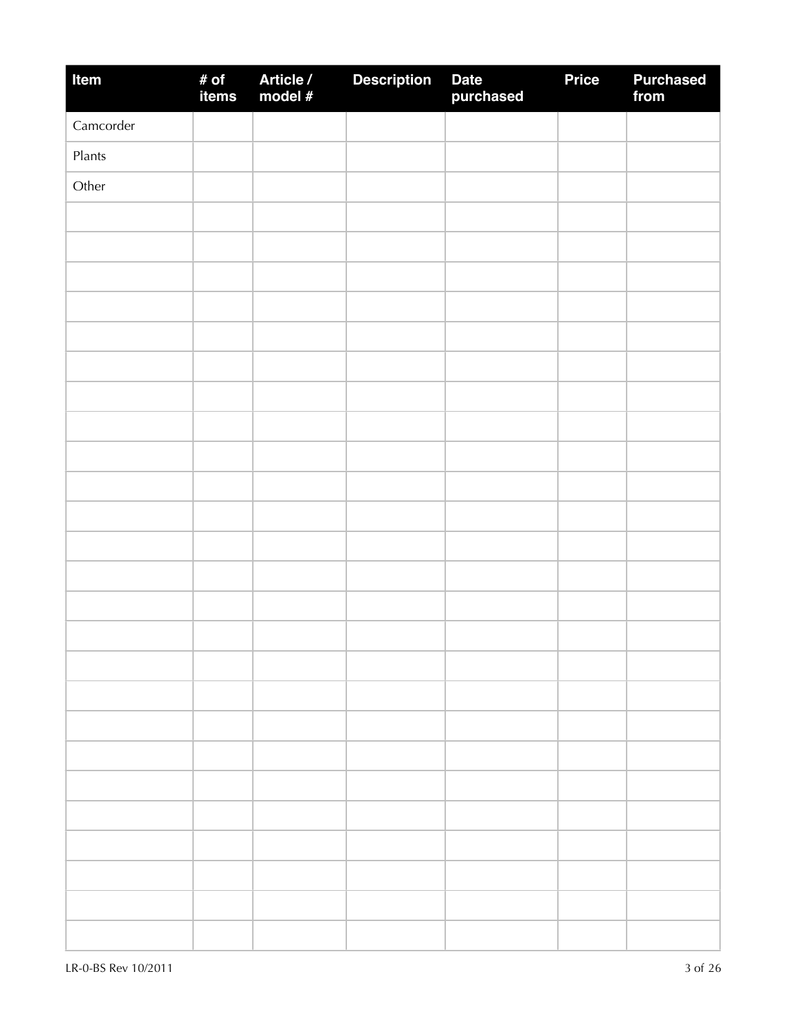| Item | # of items | Article / model # | Description | Date purchased | Price | Purchased from |
|---|---|---|---|---|---|---|
| Camcorder | | | | | | |
| Plants | | | | | | |
| Other | | | | | | |
| | | | | | | |
| | | | | | | |
| | | | | | | |
| | | | | | | |
| | | | | | | |
| | | | | | | |
| | | | | | | |
| | | | | | | |
| | | | | | | |
| | | | | | | |
| | | | | | | |
| | | | | | | |
| | | | | | | |
| | | | | | | |
| | | | | | | |
| | | | | | | |
| | | | | | | |
| | | | | | | |
| | | | | | | |
| | | | | | | |
| | | | | | | |
| | | | | | | |
| | | | | | | |
| | | | | | | |
| | | | | | | |
| | | | | | | |

LR-0-BS Rev 10/2011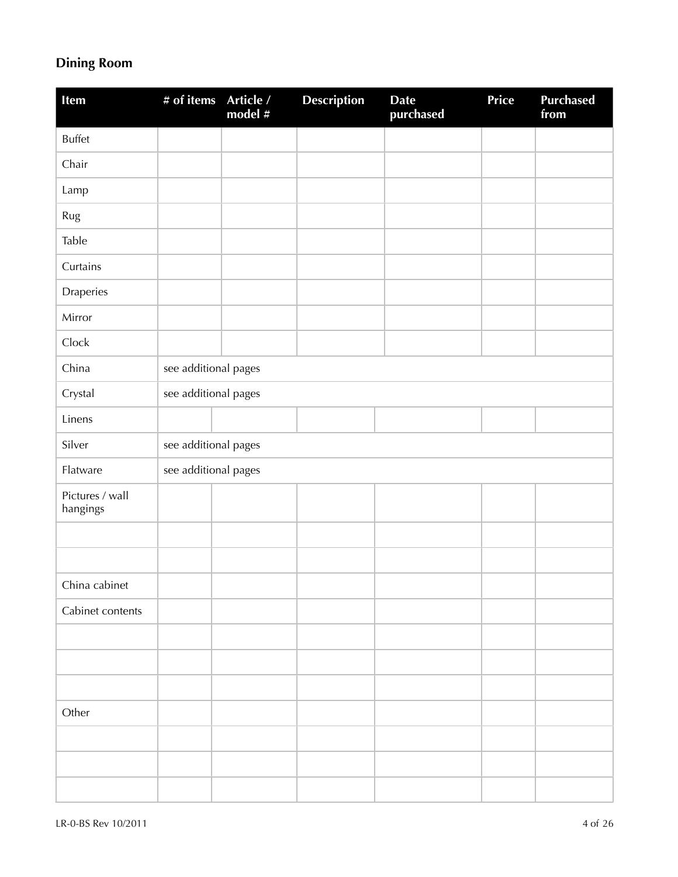## Dining Room

| Item | # of items | Article / model # | Description | Date purchased | Price | Purchased from |
|---|---|---|---|---|---|---|
| Buffet | | | | | | |
| Chair | | | | | | |
| Lamp | | | | | | |
| Rug | | | | | | |
| Table | | | | | | |
| Curtains | | | | | | |
| Draperies | | | | | | |
| Mirror | | | | | | |
| Clock | | | | | | |
| China | see additional pages | | | | | |
| Crystal | see additional pages | | | | | |
| Linens | | | | | | |
| Silver | see additional pages | | | | | |
| Flatware | see additional pages | | | | | |
| Pictures / wall hangings | | | | | | |
| | | | | | | |
| | | | | | | |
| China cabinet | | | | | | |
| Cabinet contents | | | | | | |
| | | | | | | |
| | | | | | | |
| | | | | | | |
| Other | | | | | | |
| | | | | | | |
| | | | | | | |
| | | | | | | |

LR-0-BS Rev 10/2011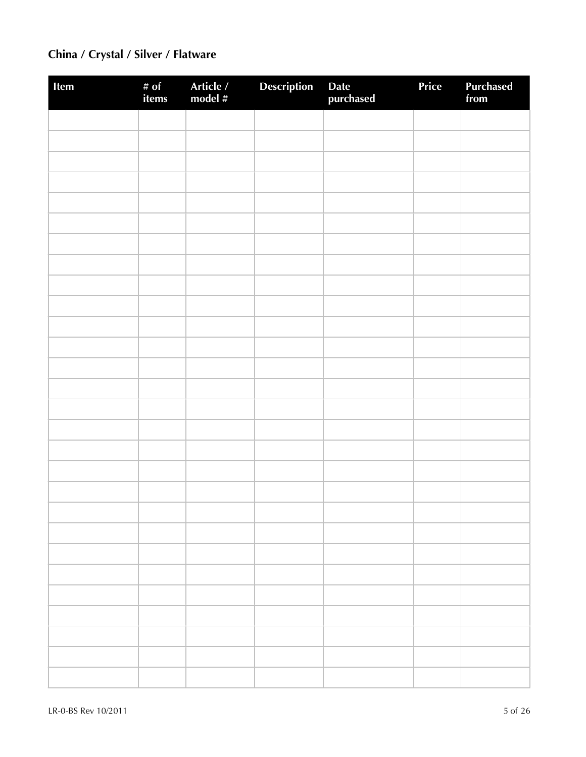## China / Crystal / Silver / Flatware

| Item | # of items | Article / model # | Description | Date purchased | Price | Purchased from |
|---|---|---|---|---|---|---|
| | | | | | | |
| | | | | | | |
| | | | | | | |
| | | | | | | |
| | | | | | | |
| | | | | | | |
| | | | | | | |
| | | | | | | |
| | | | | | | |
| | | | | | | |
| | | | | | | |
| | | | | | | |
| | | | | | | |
| | | | | | | |
| | | | | | | |
| | | | | | | |
| | | | | | | |
| | | | | | | |
| | | | | | | |
| | | | | | | |
| | | | | | | |
| | | | | | | |
| | | | | | | |
| | | | | | | |
| | | | | | | |
| | | | | | | |
| | | | | | | |
| | | | | | | |

LR-0-BS Rev 10/2011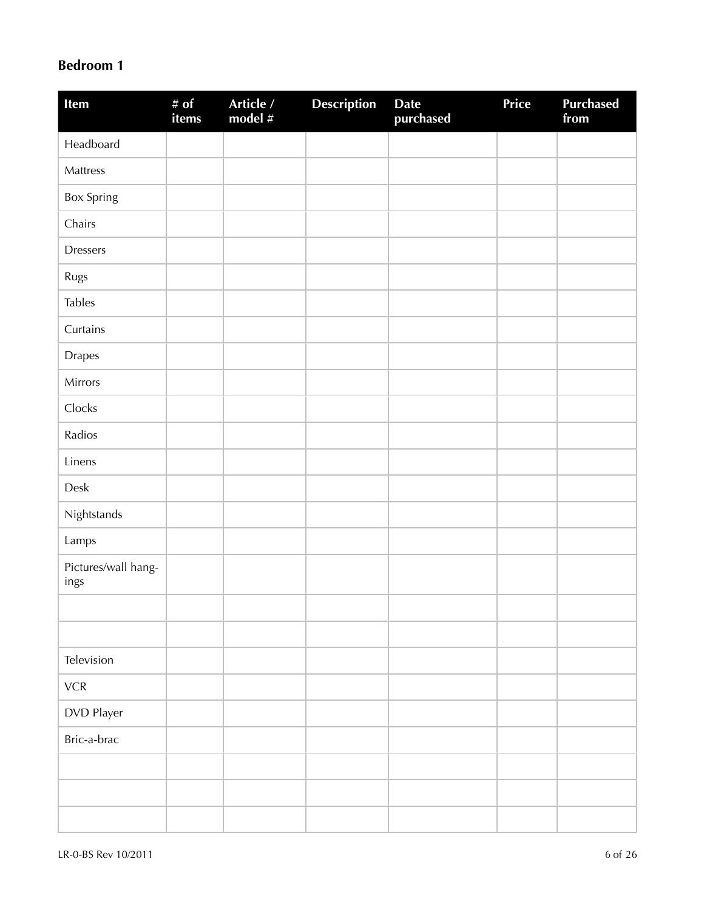## Bedroom 1

| Item | # of items | Article / model # | Description | Date purchased | Price | Purchased from |
|---|---|---|---|---|---|---|
| Headboard | | | | | | |
| Mattress | | | | | | |
| Box Spring | | | | | | |
| Chairs | | | | | | |
| Dressers | | | | | | |
| Rugs | | | | | | |
| Tables | | | | | | |
| Curtains | | | | | | |
| Drapes | | | | | | |
| Mirrors | | | | | | |
| Clocks | | | | | | |
| Radios | | | | | | |
| Linens | | | | | | |
| Desk | | | | | | |
| Nightstands | | | | | | |
| Lamps | | | | | | |
| Pictures/wall hangings | | | | | | |
| | | | | | | |
| | | | | | | |
| Television | | | | | | |
| VCR | | | | | | |
| DVD Player | | | | | | |
| Bric-a-brac | | | | | | |
| | | | | | | |
| | | | | | | |
| | | | | | | |

LR-0-BS Rev 10/2011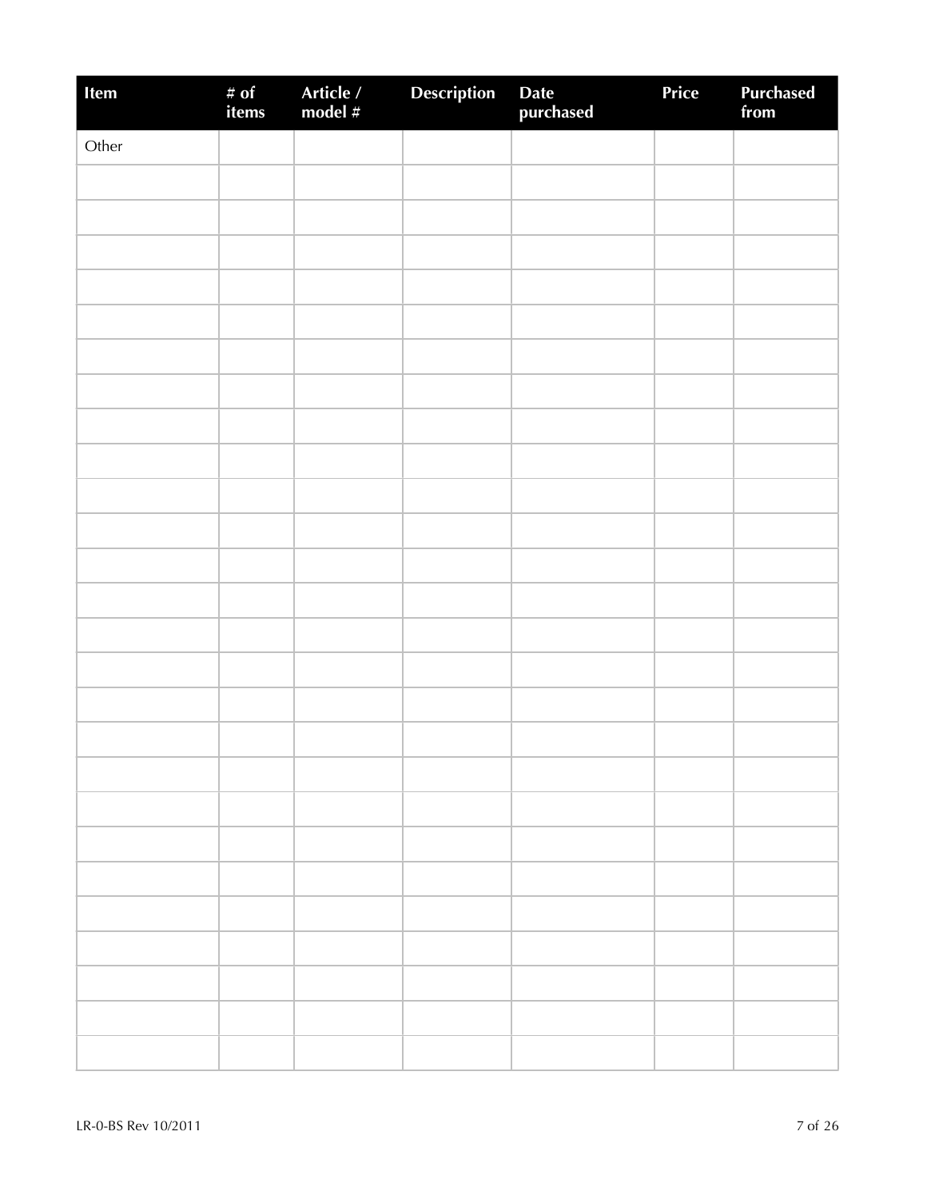| Item | # of items | Article / model # | Description | Date purchased | Price | Purchased from |
|---|---|---|---|---|---|---|
| Other | | | | | | |
| | | | | | | |
| | | | | | | |
| | | | | | | |
| | | | | | | |
| | | | | | | |
| | | | | | | |
| | | | | | | |
| | | | | | | |
| | | | | | | |
| | | | | | | |
| | | | | | | |
| | | | | | | |
| | | | | | | |
| | | | | | | |
| | | | | | | |
| | | | | | | |
| | | | | | | |
| | | | | | | |
| | | | | | | |
| | | | | | | |
| | | | | | | |
| | | | | | | |
| | | | | | | |
| | | | | | | |
| | | | | | | |
| | | | | | | |

LR-0-BS Rev 10/2011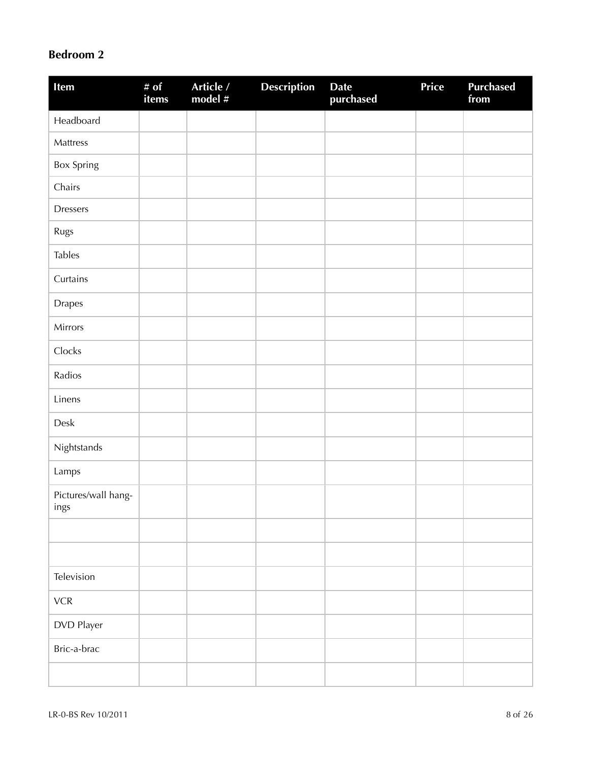## Bedroom 2

| Item | # of items | Article / model # | Description | Date purchased | Price | Purchased from |
|---|---|---|---|---|---|---|
| Headboard | | | | | | |
| Mattress | | | | | | |
| Box Spring | | | | | | |
| Chairs | | | | | | |
| Dressers | | | | | | |
| Rugs | | | | | | |
| Tables | | | | | | |
| Curtains | | | | | | |
| Drapes | | | | | | |
| Mirrors | | | | | | |
| Clocks | | | | | | |
| Radios | | | | | | |
| Linens | | | | | | |
| Desk | | | | | | |
| Nightstands | | | | | | |
| Lamps | | | | | | |
| Pictures/wall hangings | | | | | | |
| | | | | | | |
| | | | | | | |
| Television | | | | | | |
| VCR | | | | | | |
| DVD Player | | | | | | |
| Bric-a-brac | | | | | | |
| | | | | | | |

LR-0-BS Rev 10/2011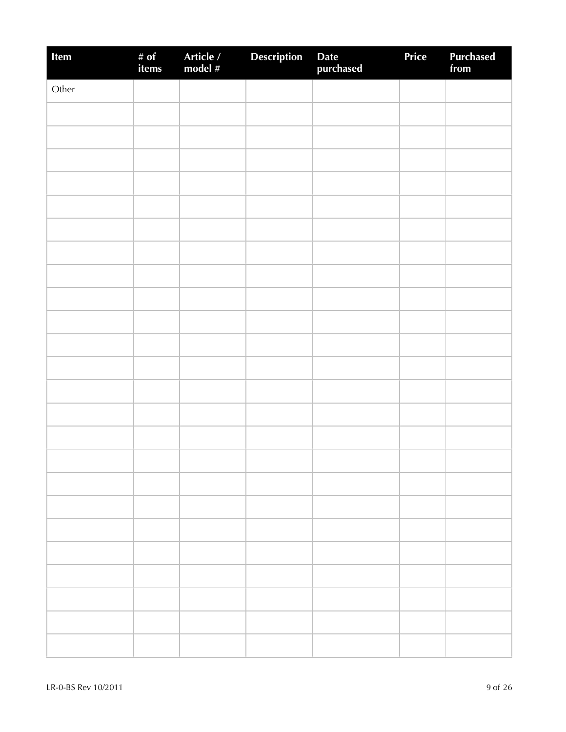| Item | # of items | Article / model # | Description | Date purchased | Price | Purchased from |
|---|---|---|---|---|---|---|
| Other | | | | | | |
| | | | | | | |
| | | | | | | |
| | | | | | | |
| | | | | | | |
| | | | | | | |
| | | | | | | |
| | | | | | | |
| | | | | | | |
| | | | | | | |
| | | | | | | |
| | | | | | | |
| | | | | | | |
| | | | | | | |
| | | | | | | |
| | | | | | | |
| | | | | | | |
| | | | | | | |
| | | | | | | |
| | | | | | | |
| | | | | | | |
| | | | | | | |
| | | | | | | |
| | | | | | | |
| | | | | | | |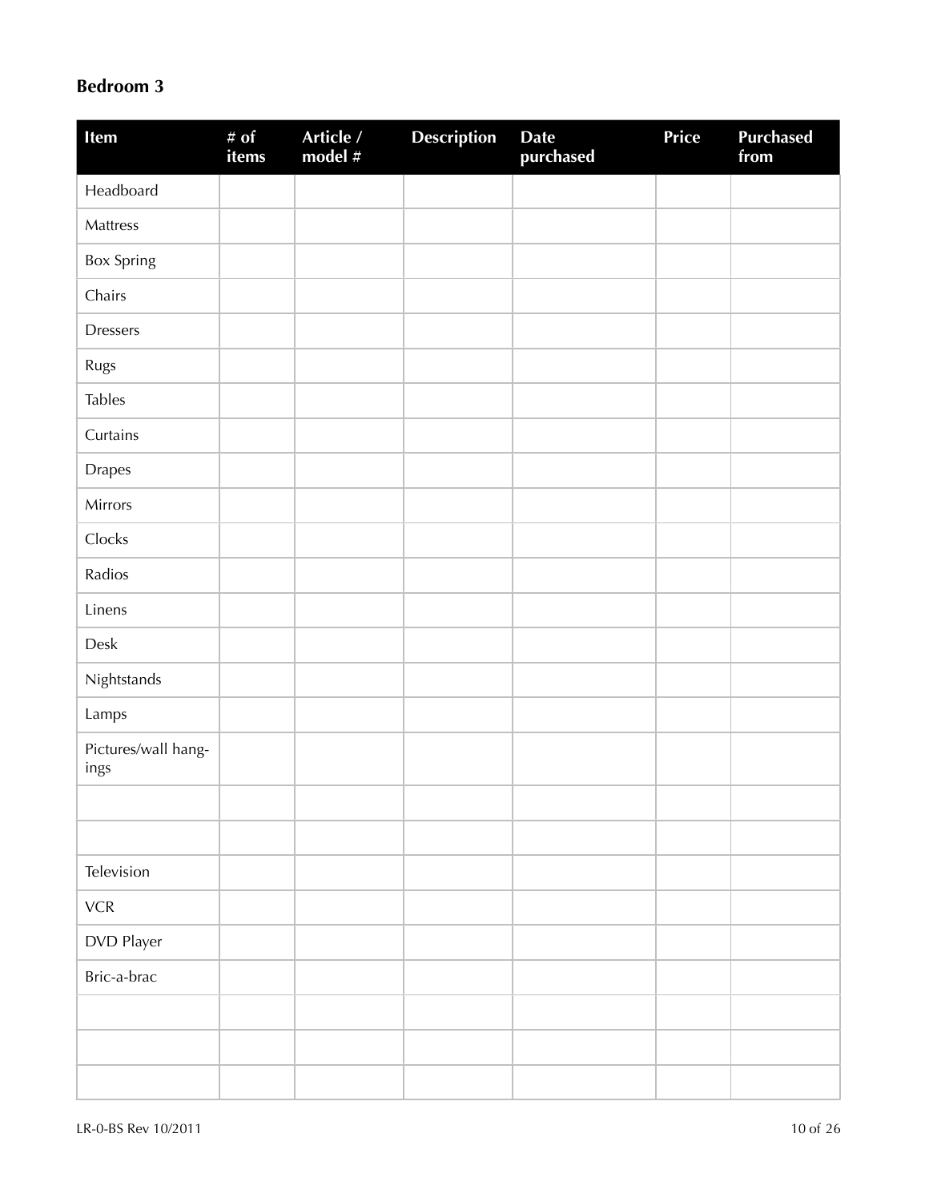## Bedroom 3

| Item | # of items | Article / model # | Description | Date purchased | Price | Purchased from |
|---|---|---|---|---|---|---|
| Headboard | | | | | | |
| Mattress | | | | | | |
| Box Spring | | | | | | |
| Chairs | | | | | | |
| Dressers | | | | | | |
| Rugs | | | | | | |
| Tables | | | | | | |
| Curtains | | | | | | |
| Drapes | | | | | | |
| Mirrors | | | | | | |
| Clocks | | | | | | |
| Radios | | | | | | |
| Linens | | | | | | |
| Desk | | | | | | |
| Nightstands | | | | | | |
| Lamps | | | | | | |
| Pictures/wall hangings | | | | | | |
| | | | | | | |
| | | | | | | |
| Television | | | | | | |
| VCR | | | | | | |
| DVD Player | | | | | | |
| Bric-a-brac | | | | | | |
| | | | | | | |
| | | | | | | |
| | | | | | | |

LR-0-BS Rev 10/2011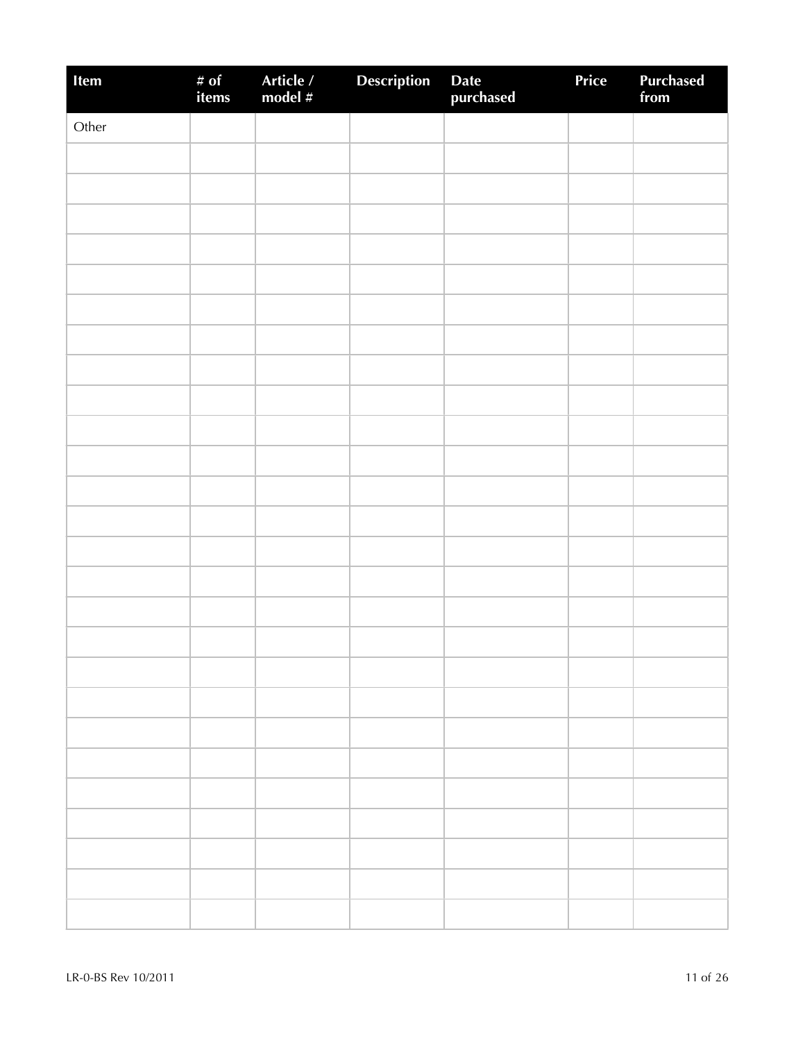| Item | # of items | Article / model # | Description | Date purchased | Price | Purchased from |
|---|---|---|---|---|---|---|
| Other | | | | | | |
| | | | | | | |
| | | | | | | |
| | | | | | | |
| | | | | | | |
| | | | | | | |
| | | | | | | |
| | | | | | | |
| | | | | | | |
| | | | | | | |
| | | | | | | |
| | | | | | | |
| | | | | | | |
| | | | | | | |
| | | | | | | |
| | | | | | | |
| | | | | | | |
| | | | | | | |
| | | | | | | |
| | | | | | | |
| | | | | | | |
| | | | | | | |
| | | | | | | |
| | | | | | | |
| | | | | | | |
| | | | | | | |
| | | | | | | |
| | | | | | | |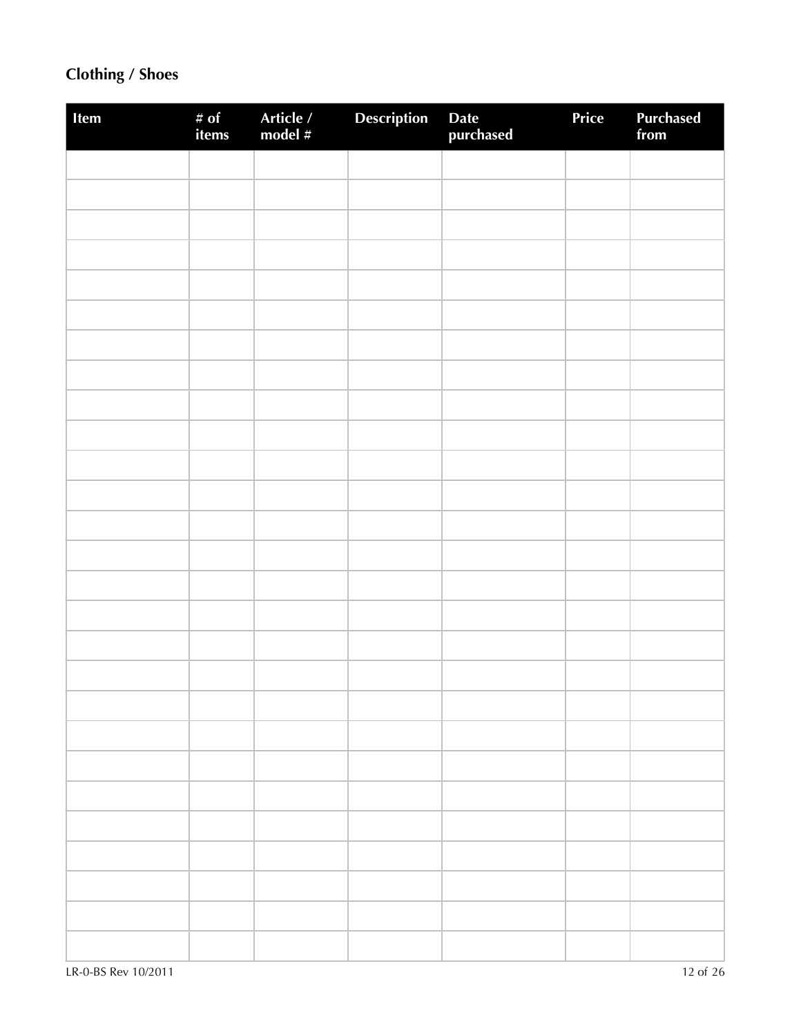## Clothing / Shoes

| Item | # of items | Article / model # | Description | Date purchased | Price | Purchased from |
|---|---|---|---|---|---|---|
| | | | | | | |
| | | | | | | |
| | | | | | | |
| | | | | | | |
| | | | | | | |
| | | | | | | |
| | | | | | | |
| | | | | | | |
| | | | | | | |
| | | | | | | |
| | | | | | | |
| | | | | | | |
| | | | | | | |
| | | | | | | |
| | | | | | | |
| | | | | | | |
| | | | | | | |
| | | | | | | |
| | | | | | | |
| | | | | | | |
| | | | | | | |
| | | | | | | |
| | | | | | | |
| | | | | | | |
| | | | | | | |
| | | | | | | |
| | | | | | | |
| | | | | | | |

LR-0-BS Rev 10/2011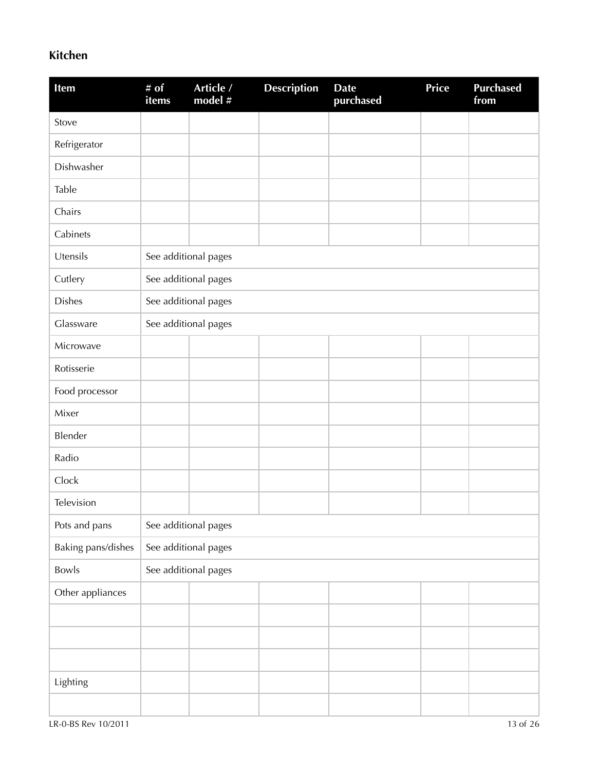## Kitchen

| Item | # of items | Article / model # | Description | Date purchased | Price | Purchased from |
|---|---|---|---|---|---|---|
| Stove | | | | | | |
| Refrigerator | | | | | | |
| Dishwasher | | | | | | |
| Table | | | | | | |
| Chairs | | | | | | |
| Cabinets | | | | | | |
| Utensils | See additional pages | | | | | |
| Cutlery | See additional pages | | | | | |
| Dishes | See additional pages | | | | | |
| Glassware | See additional pages | | | | | |
| Microwave | | | | | | |
| Rotisserie | | | | | | |
| Food processor | | | | | | |
| Mixer | | | | | | |
| Blender | | | | | | |
| Radio | | | | | | |
| Clock | | | | | | |
| Television | | | | | | |
| Pots and pans | See additional pages | | | | | |
| Baking pans/dishes | See additional pages | | | | | |
| Bowls | See additional pages | | | | | |
| Other appliances | | | | | | |
| | | | | | | |
| | | | | | | |
| | | | | | | |
| Lighting | | | | | | |
| | | | | | | |

LR-0-BS Rev 10/2011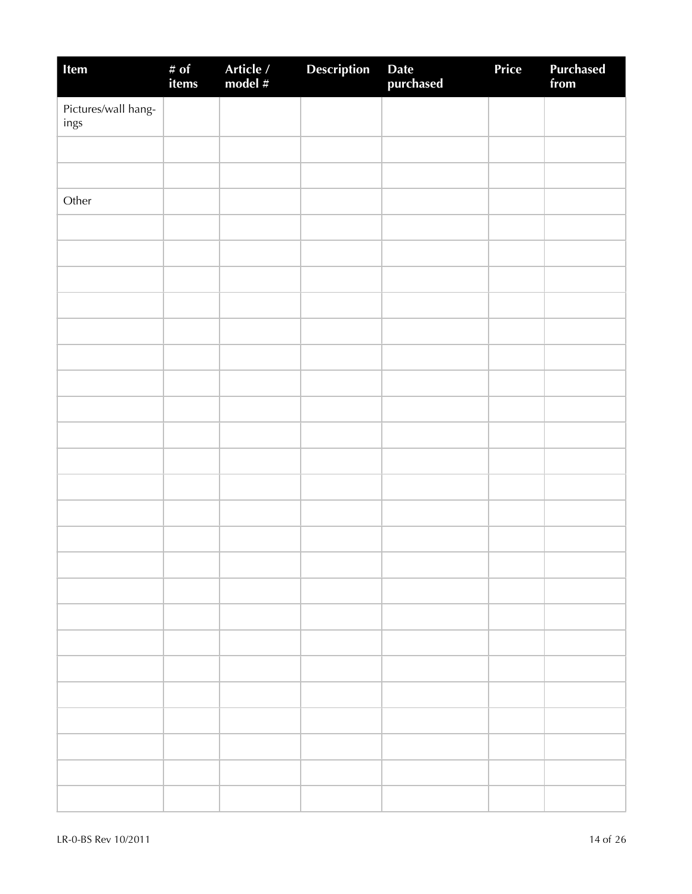| Item | # of items | Article / model # | Description | Date purchased | Price | Purchased from |
|---|---|---|---|---|---|---|
| Pictures/wall hangings | | | | | | |
| | | | | | | |
| | | | | | | |
| Other | | | | | | |
| | | | | | | |
| | | | | | | |
| | | | | | | |
| | | | | | | |
| | | | | | | |
| | | | | | | |
| | | | | | | |
| | | | | | | |
| | | | | | | |
| | | | | | | |
| | | | | | | |
| | | | | | | |
| | | | | | | |
| | | | | | | |
| | | | | | | |
| | | | | | | |
| | | | | | | |
| | | | | | | |
| | | | | | | |
| | | | | | | |
| | | | | | | |
| | | | | | | |
| | | | | | | |

LR-0-BS Rev 10/2011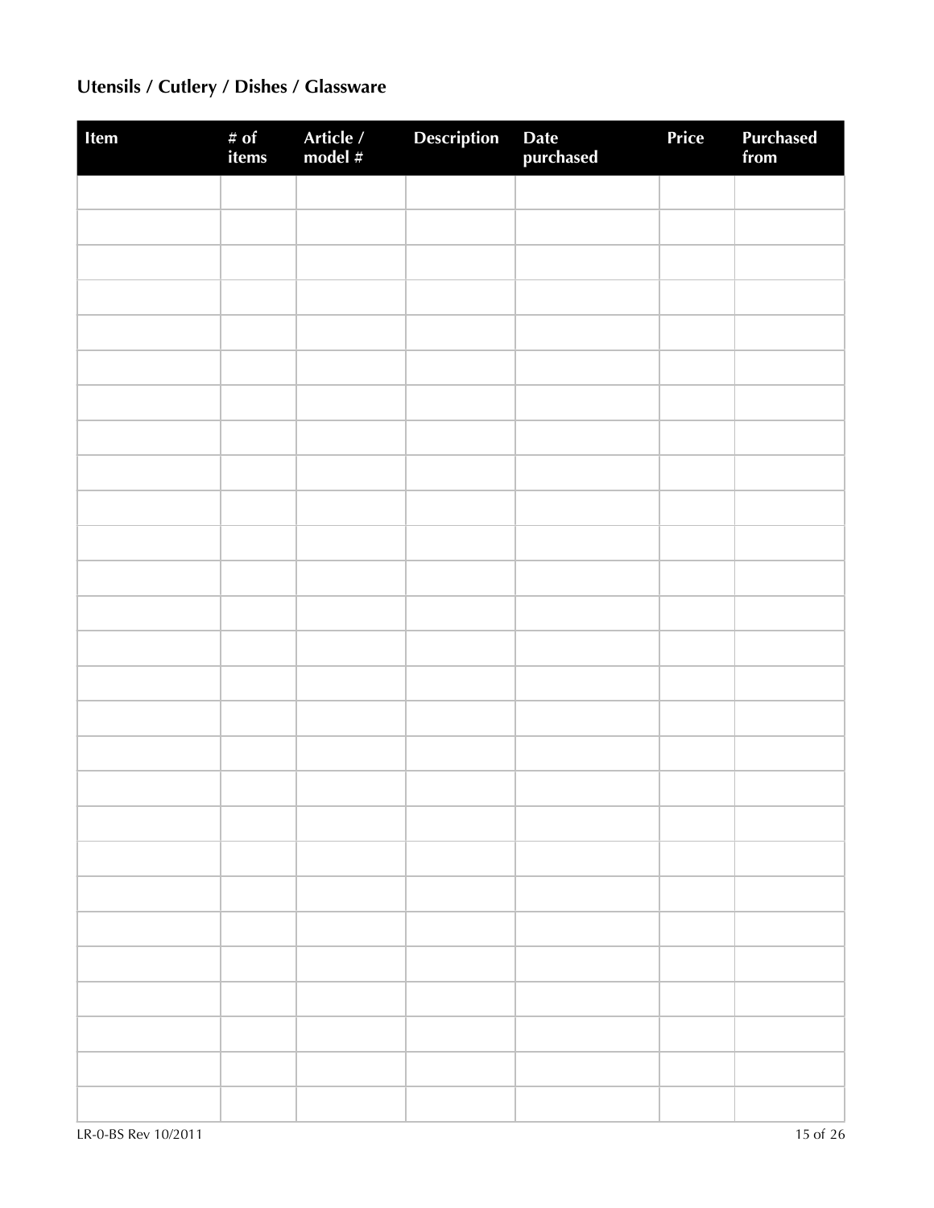## Utensils / Cutlery / Dishes / Glassware

| Item | # of items | Article / model # | Description | Date purchased | Price | Purchased from |
|---|---|---|---|---|---|---|
| | | | | | | |
| | | | | | | |
| | | | | | | |
| | | | | | | |
| | | | | | | |
| | | | | | | |
| | | | | | | |
| | | | | | | |
| | | | | | | |
| | | | | | | |
| | | | | | | |
| | | | | | | |
| | | | | | | |
| | | | | | | |
| | | | | | | |
| | | | | | | |
| | | | | | | |
| | | | | | | |
| | | | | | | |
| | | | | | | |
| | | | | | | |
| | | | | | | |
| | | | | | | |
| | | | | | | |
| | | | | | | |
| | | | | | | |
| | | | | | | |

LR-0-BS Rev 10/2011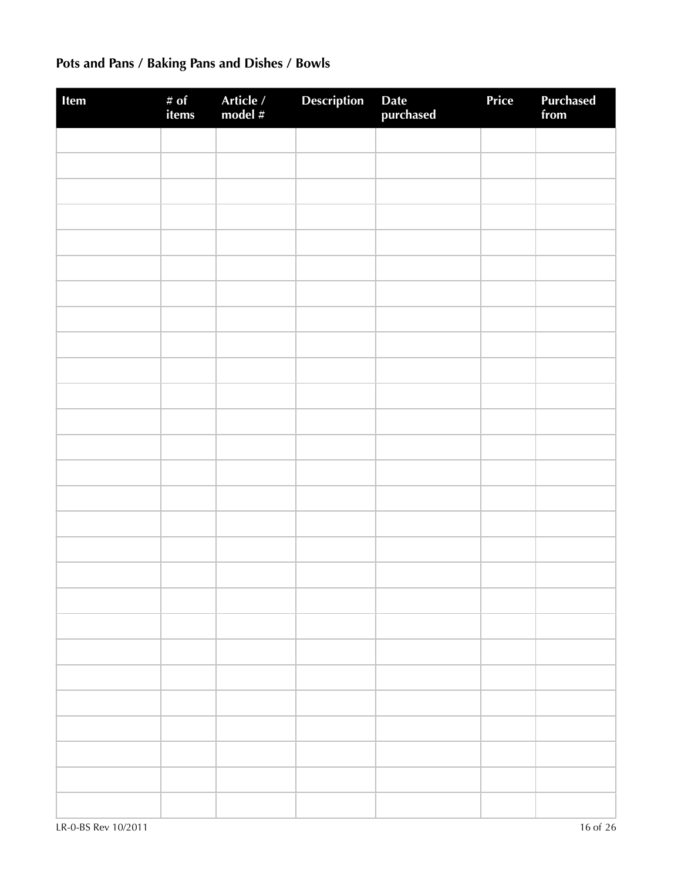## Pots and Pans / Baking Pans and Dishes / Bowls

| Item | # of items | Article / model # | Description | Date purchased | Price | Purchased from |
|---|---|---|---|---|---|---|
| | | | | | | |
| | | | | | | |
| | | | | | | |
| | | | | | | |
| | | | | | | |
| | | | | | | |
| | | | | | | |
| | | | | | | |
| | | | | | | |
| | | | | | | |
| | | | | | | |
| | | | | | | |
| | | | | | | |
| | | | | | | |
| | | | | | | |
| | | | | | | |
| | | | | | | |
| | | | | | | |
| | | | | | | |
| | | | | | | |
| | | | | | | |
| | | | | | | |
| | | | | | | |
| | | | | | | |
| | | | | | | |
| | | | | | | |
| | | | | | | |

LR-0-BS Rev 10/2011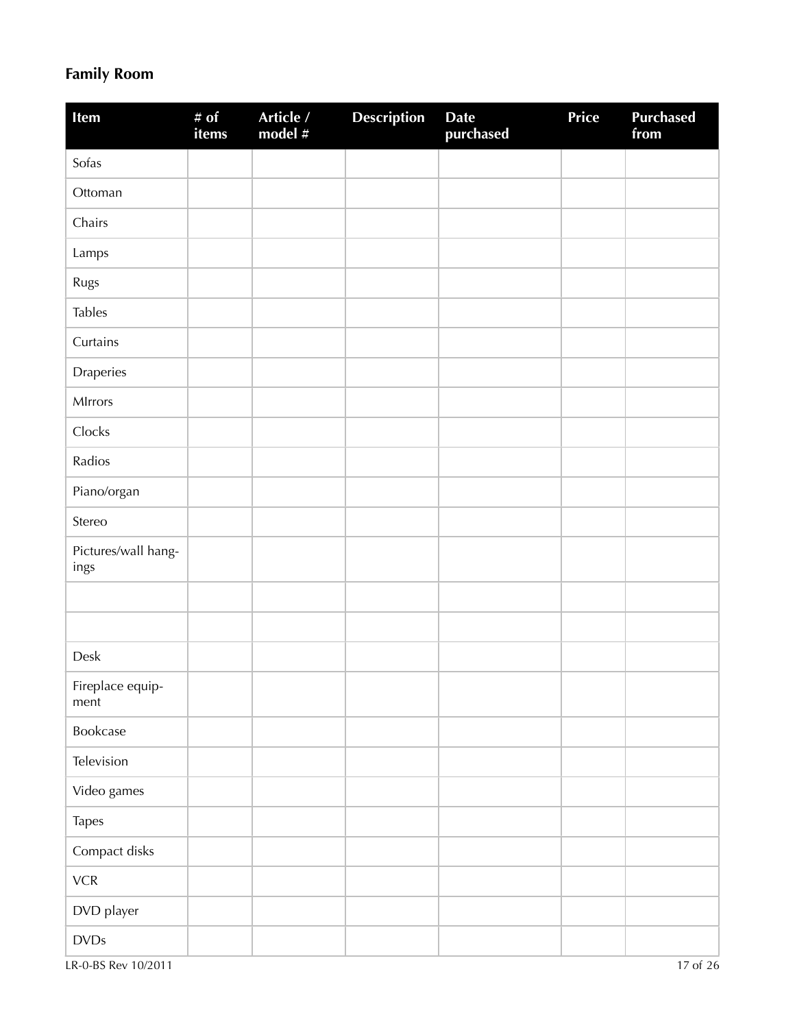## Family Room

| Item | # of items | Article / model # | Description | Date purchased | Price | Purchased from |
|---|---|---|---|---|---|---|
| Sofas | | | | | | |
| Ottoman | | | | | | |
| Chairs | | | | | | |
| Lamps | | | | | | |
| Rugs | | | | | | |
| Tables | | | | | | |
| Curtains | | | | | | |
| Draperies | | | | | | |
| MIrrors | | | | | | |
| Clocks | | | | | | |
| Radios | | | | | | |
| Piano/organ | | | | | | |
| Stereo | | | | | | |
| Pictures/wall hangings | | | | | | |
| | | | | | | |
| | | | | | | |
| Desk | | | | | | |
| Fireplace equipment | | | | | | |
| Bookcase | | | | | | |
| Television | | | | | | |
| Video games | | | | | | |
| Tapes | | | | | | |
| Compact disks | | | | | | |
| VCR | | | | | | |
| DVD player | | | | | | |
| DVDs | | | | | | |

LR-0-BS Rev 10/2011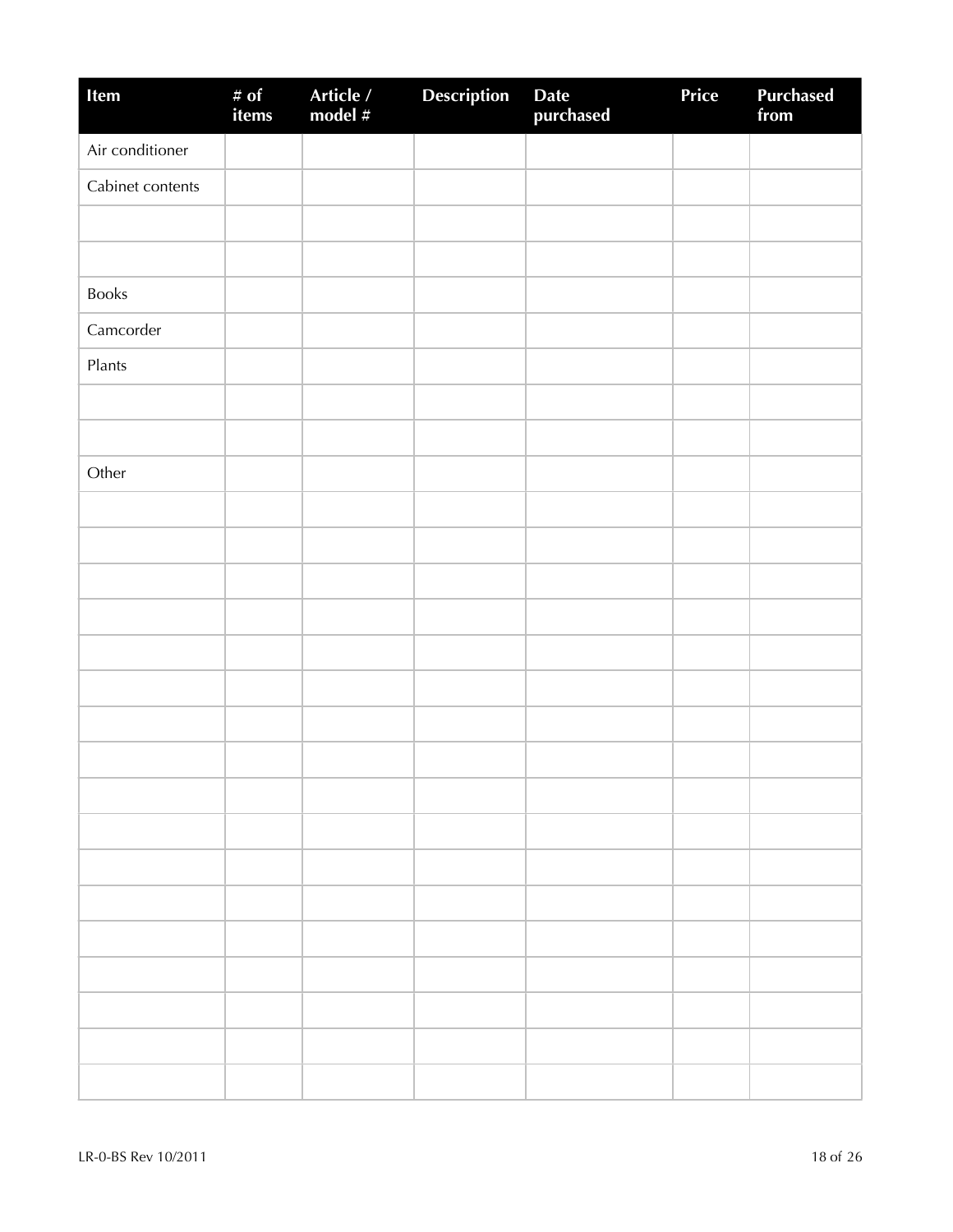| Item | # of items | Article / model # | Description | Date purchased | Price | Purchased from |
|---|---|---|---|---|---|---|
| Air conditioner | | | | | | |
| Cabinet contents | | | | | | |
| | | | | | | |
| | | | | | | |
| Books | | | | | | |
| Camcorder | | | | | | |
| Plants | | | | | | |
| | | | | | | |
| | | | | | | |
| Other | | | | | | |
| | | | | | | |
| | | | | | | |
| | | | | | | |
| | | | | | | |
| | | | | | | |
| | | | | | | |
| | | | | | | |
| | | | | | | |
| | | | | | | |
| | | | | | | |
| | | | | | | |
| | | | | | | |
| | | | | | | |
| | | | | | | |
| | | | | | | |
| | | | | | | |
| | | | | | | |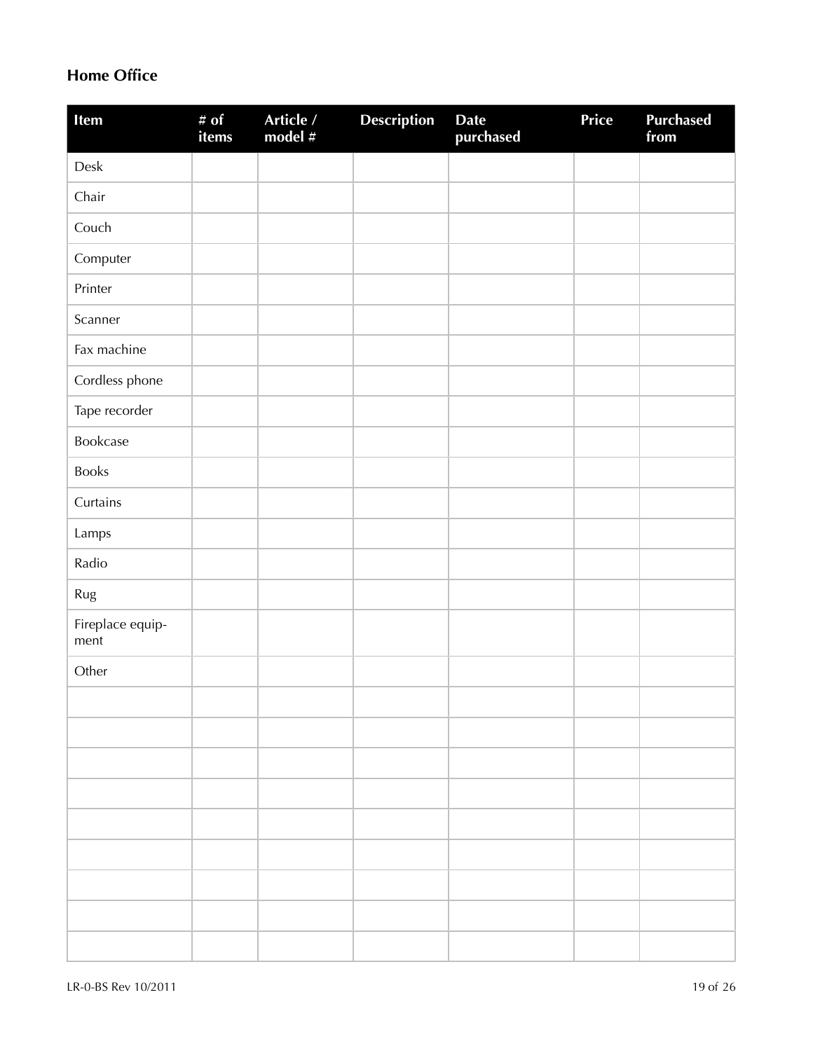## Home Office

| Item | # of items | Article / model # | Description | Date purchased | Price | Purchased from |
|---|---|---|---|---|---|---|
| Desk | | | | | | |
| Chair | | | | | | |
| Couch | | | | | | |
| Computer | | | | | | |
| Printer | | | | | | |
| Scanner | | | | | | |
| Fax machine | | | | | | |
| Cordless phone | | | | | | |
| Tape recorder | | | | | | |
| Bookcase | | | | | | |
| Books | | | | | | |
| Curtains | | | | | | |
| Lamps | | | | | | |
| Radio | | | | | | |
| Rug | | | | | | |
| Fireplace equipment | | | | | | |
| Other | | | | | | |
| | | | | | | |
| | | | | | | |
| | | | | | | |
| | | | | | | |
| | | | | | | |
| | | | | | | |
| | | | | | | |
| | | | | | | |
| | | | | | | |

LR-0-BS Rev 10/2011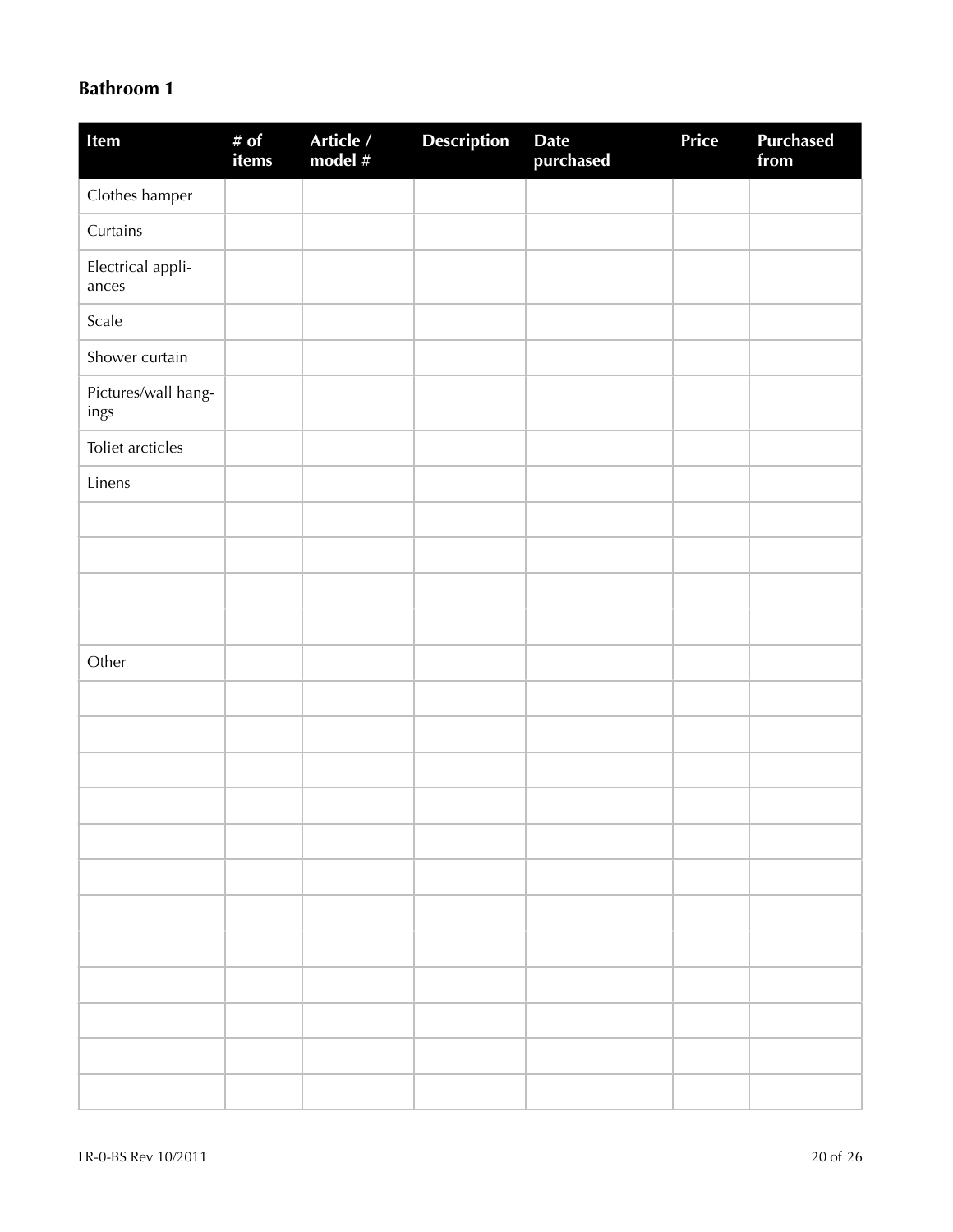## Bathroom 1

| Item | # of items | Article / model # | Description | Date purchased | Price | Purchased from |
|---|---|---|---|---|---|---|
| Clothes hamper | | | | | | |
| Curtains | | | | | | |
| Electrical appliances | | | | | | |
| Scale | | | | | | |
| Shower curtain | | | | | | |
| Pictures/wall hangings | | | | | | |
| Toliet arcticles | | | | | | |
| Linens | | | | | | |
| | | | | | | |
| | | | | | | |
| | | | | | | |
| | | | | | | |
| Other | | | | | | |
| | | | | | | |
| | | | | | | |
| | | | | | | |
| | | | | | | |
| | | | | | | |
| | | | | | | |
| | | | | | | |
| | | | | | | |
| | | | | | | |
| | | | | | | |
| | | | | | | |
| | | | | | | |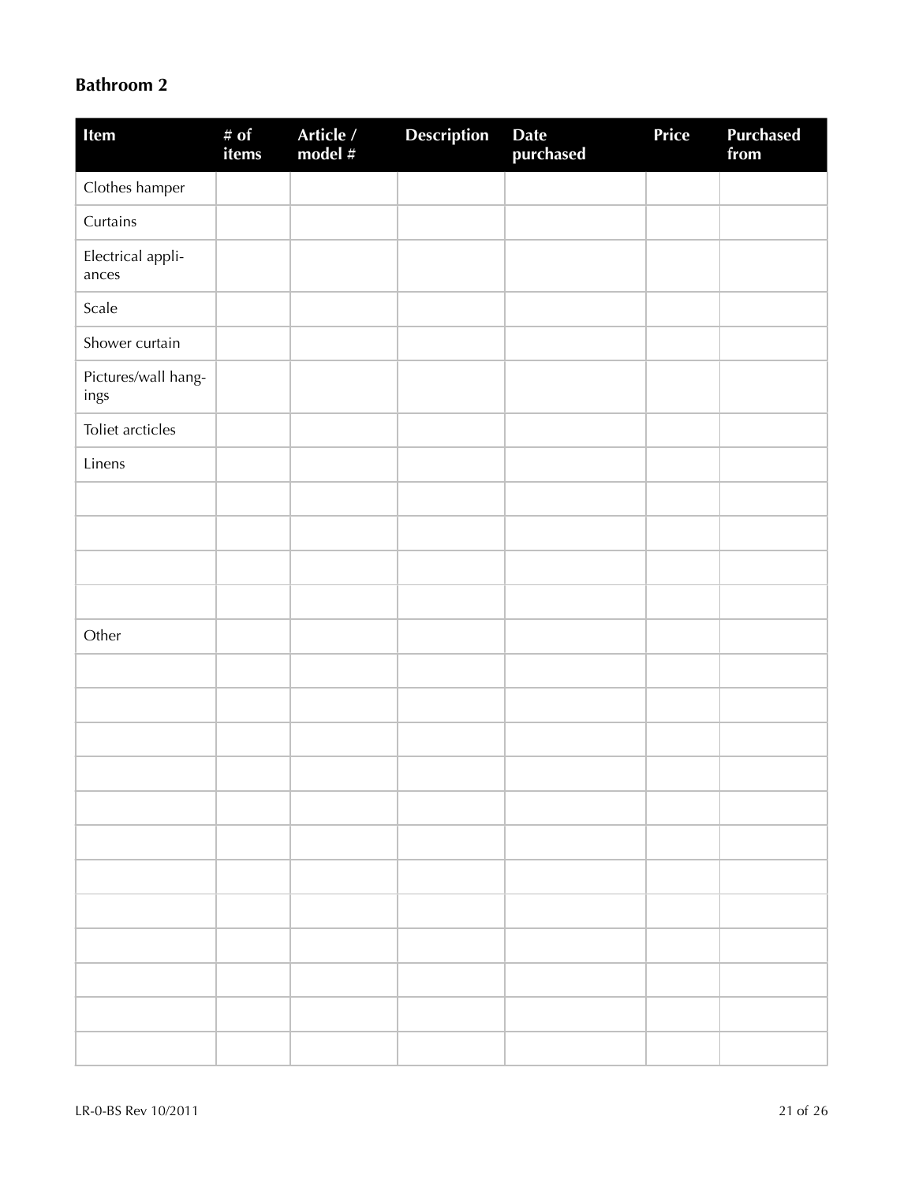## Bathroom 2

| Item | # of items | Article / model # | Description | Date purchased | Price | Purchased from |
|---|---|---|---|---|---|---|
| Clothes hamper | | | | | | |
| Curtains | | | | | | |
| Electrical appliances | | | | | | |
| Scale | | | | | | |
| Shower curtain | | | | | | |
| Pictures/wall hangings | | | | | | |
| Toliet arcticles | | | | | | |
| Linens | | | | | | |
| | | | | | | |
| | | | | | | |
| | | | | | | |
| | | | | | | |
| Other | | | | | | |
| | | | | | | |
| | | | | | | |
| | | | | | | |
| | | | | | | |
| | | | | | | |
| | | | | | | |
| | | | | | | |
| | | | | | | |
| | | | | | | |
| | | | | | | |
| | | | | | | |
| | | | | | | |

LR-0-BS Rev 10/2011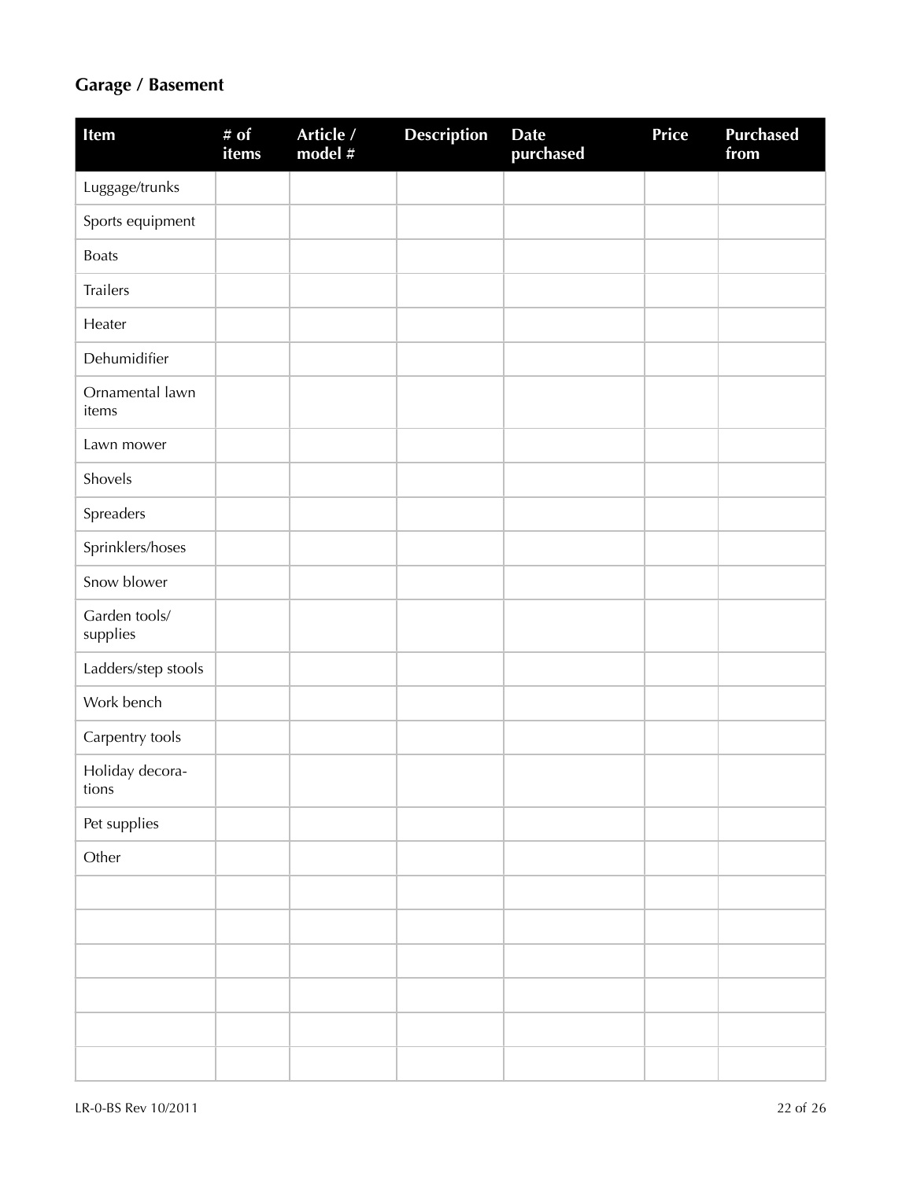## Garage / Basement

| Item | # of items | Article / model # | Description | Date purchased | Price | Purchased from |
|---|---|---|---|---|---|---|
| Luggage/trunks | | | | | | |
| Sports equipment | | | | | | |
| Boats | | | | | | |
| Trailers | | | | | | |
| Heater | | | | | | |
| Dehumidifier | | | | | | |
| Ornamental lawn items | | | | | | |
| Lawn mower | | | | | | |
| Shovels | | | | | | |
| Spreaders | | | | | | |
| Sprinklers/hoses | | | | | | |
| Snow blower | | | | | | |
| Garden tools/ supplies | | | | | | |
| Ladders/step stools | | | | | | |
| Work bench | | | | | | |
| Carpentry tools | | | | | | |
| Holiday decorations | | | | | | |
| Pet supplies | | | | | | |
| Other | | | | | | |
| | | | | | | |
| | | | | | | |
| | | | | | | |
| | | | | | | |
| | | | | | | |
| | | | | | | |

LR-0-BS Rev 10/2011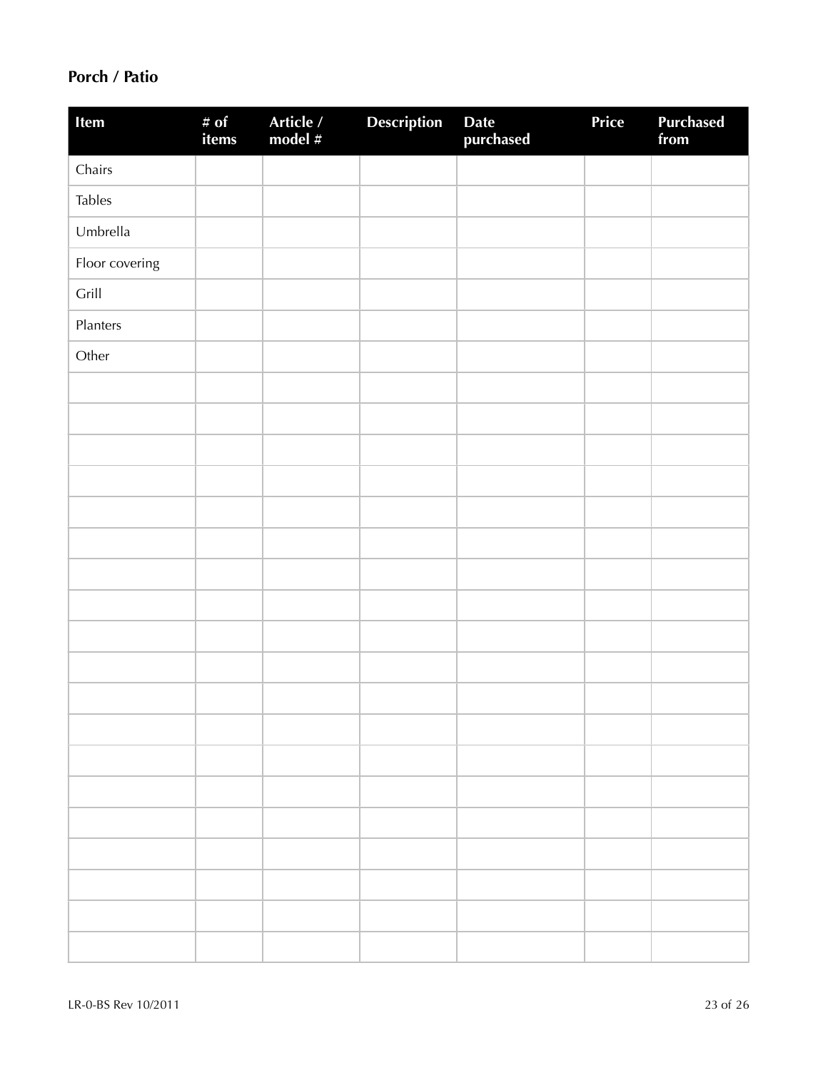## Porch / Patio

| Item | # of items | Article / model # | Description | Date purchased | Price | Purchased from |
|---|---|---|---|---|---|---|
| Chairs | | | | | | |
| Tables | | | | | | |
| Umbrella | | | | | | |
| Floor covering | | | | | | |
| Grill | | | | | | |
| Planters | | | | | | |
| Other | | | | | | |
| | | | | | | |
| | | | | | | |
| | | | | | | |
| | | | | | | |
| | | | | | | |
| | | | | | | |
| | | | | | | |
| | | | | | | |
| | | | | | | |
| | | | | | | |
| | | | | | | |
| | | | | | | |
| | | | | | | |
| | | | | | | |
| | | | | | | |
| | | | | | | |
| | | | | | | |
| | | | | | | |
| | | | | | | |
| | | | | | | |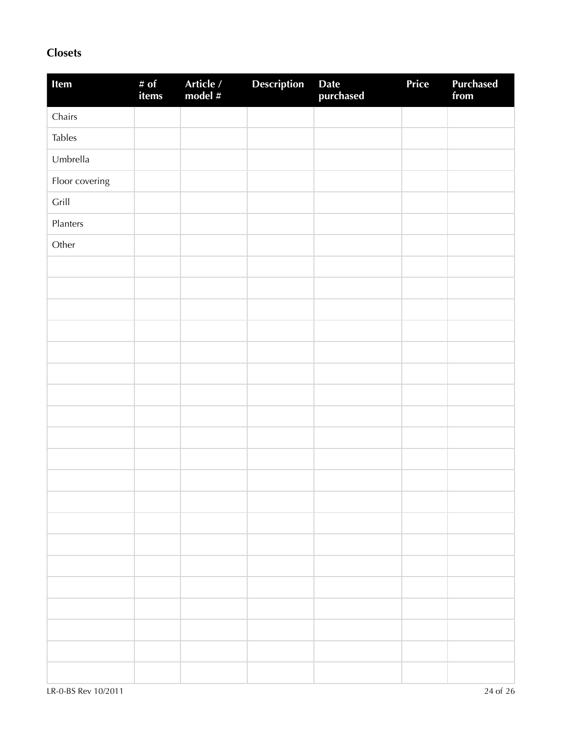### Closets

| Item | # of items | Article / model # | Description | Date purchased | Price | Purchased from |
|---|---|---|---|---|---|---|
| Chairs | | | | | | |
| Tables | | | | | | |
| Umbrella | | | | | | |
| Floor covering | | | | | | |
| Grill | | | | | | |
| Planters | | | | | | |
| Other | | | | | | |
| | | | | | | |
| | | | | | | |
| | | | | | | |
| | | | | | | |
| | | | | | | |
| | | | | | | |
| | | | | | | |
| | | | | | | |
| | | | | | | |
| | | | | | | |
| | | | | | | |
| | | | | | | |
| | | | | | | |
| | | | | | | |
| | | | | | | |
| | | | | | | |
| | | | | | | |
| | | | | | | |
| | | | | | | |
| | | | | | | |

LR-0-BS Rev 10/2011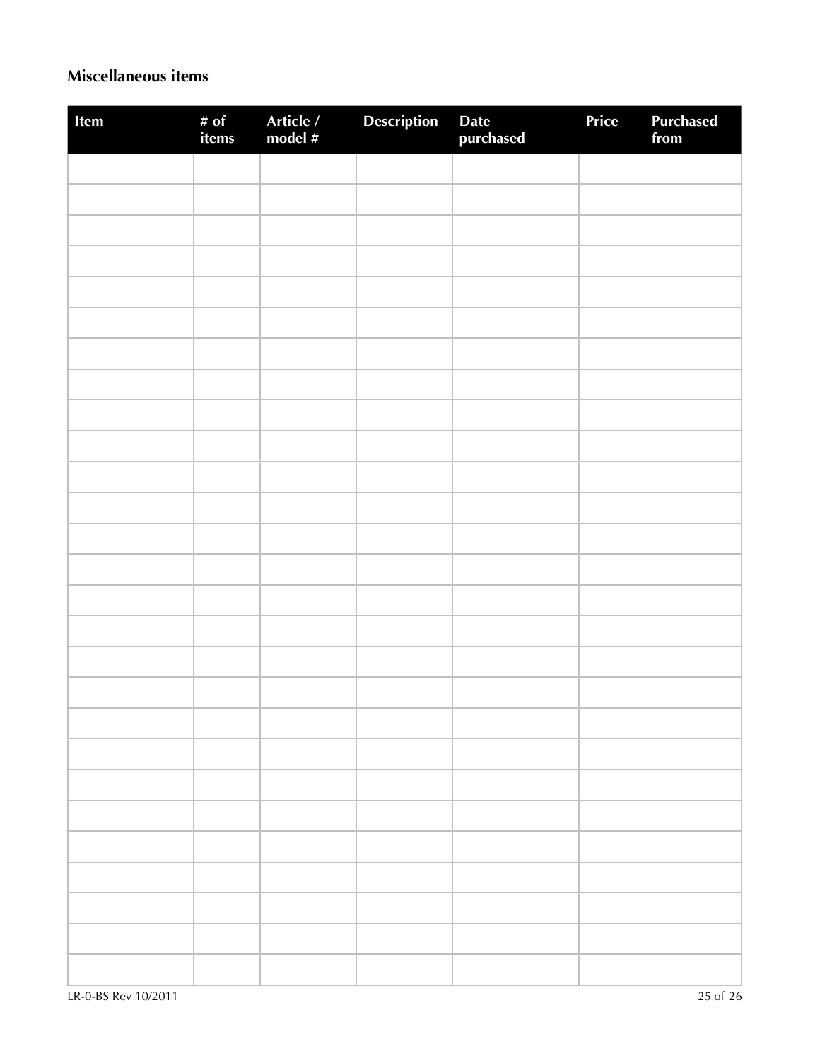## Miscellaneous items

| Item | # of items | Article / model # | Description | Date purchased | Price | Purchased from |
|---|---|---|---|---|---|---|
| | | | | | | |
| | | | | | | |
| | | | | | | |
| | | | | | | |
| | | | | | | |
| | | | | | | |
| | | | | | | |
| | | | | | | |
| | | | | | | |
| | | | | | | |
| | | | | | | |
| | | | | | | |
| | | | | | | |
| | | | | | | |
| | | | | | | |
| | | | | | | |
| | | | | | | |
| | | | | | | |
| | | | | | | |
| | | | | | | |
| | | | | | | |
| | | | | | | |
| | | | | | | |
| | | | | | | |
| | | | | | | |
| | | | | | | |
| | | | | | | |
| | | | | | | |

LR-0-BS Rev 10/2011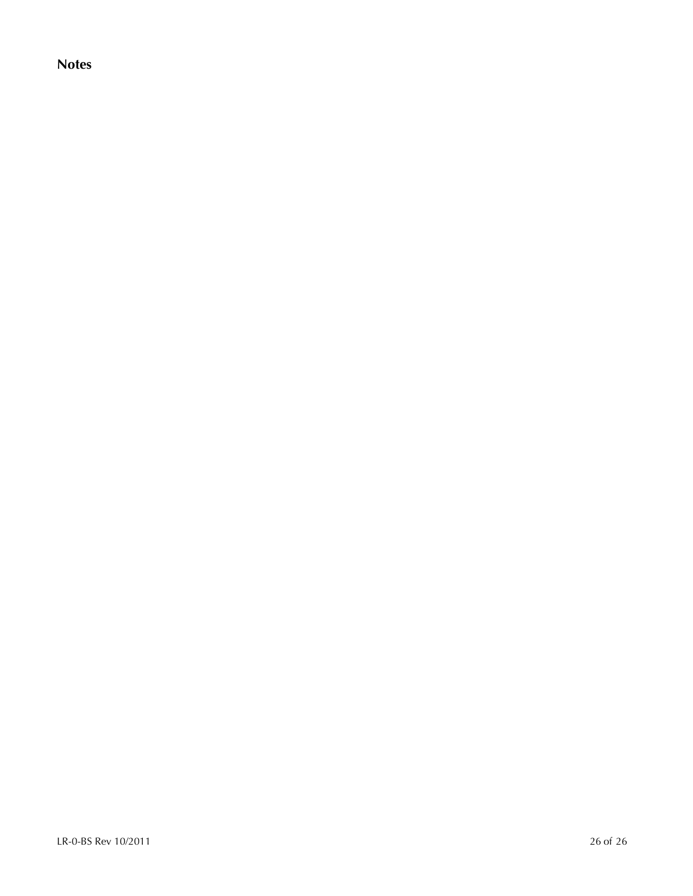## Notes